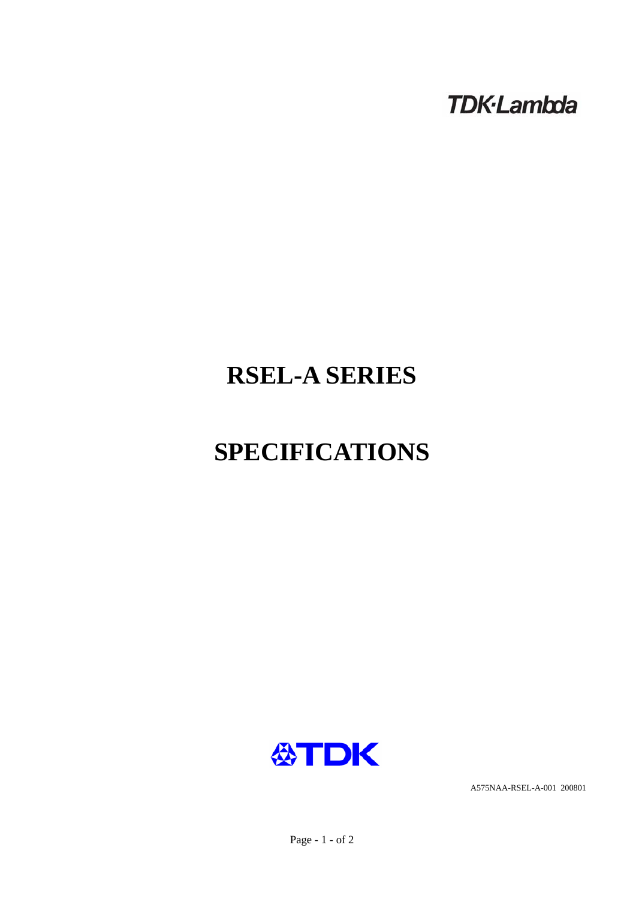TDK·Lambda

# RSEL-A SERIES

# SPECIFICATIONS

TDK

A575NAA-RSEL-A-001 200801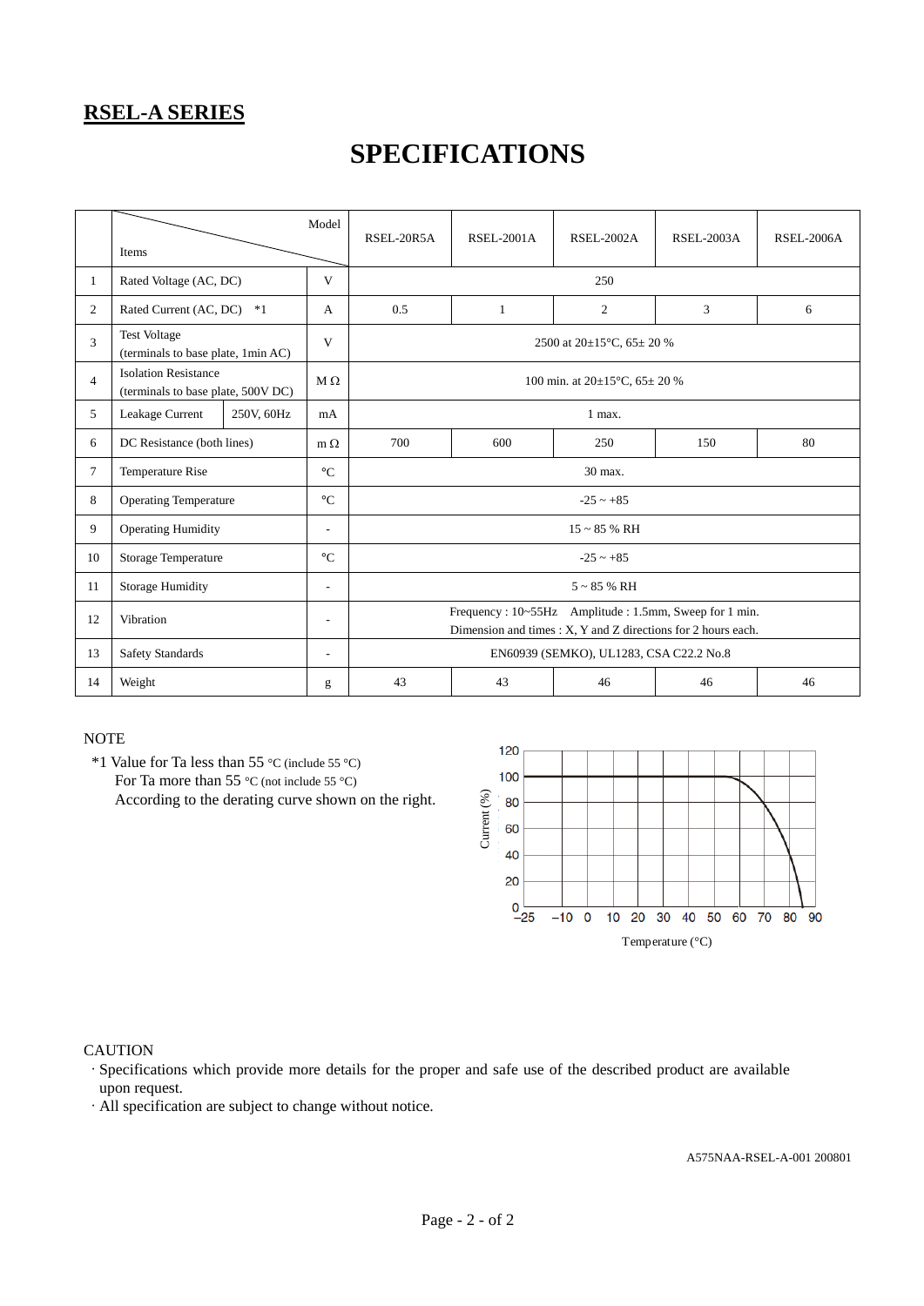## RSEL-A SERIES

# SPECIFICATIONS

| | Items \ Model | | | RSEL-20R5A | RSEL-2001A | RSEL-2002A | RSEL-2003A | RSEL-2006A |
|---|---|---|---|---|---|---|---|---|
| 1 | Rated Voltage (AC, DC) | | V | 250 | | | | |
| 2 | Rated Current (AC, DC) *1 | | A | 0.5 | 1 | 2 | 3 | 6 |
| 3 | Test Voltage (terminals to base plate, 1min AC) | | V | 2500 at 20±15°C, 65± 20 % | | | | |
| 4 | Isolation Resistance (terminals to base plate, 500V DC) | | M Ω | 100 min. at 20±15°C, 65± 20 % | | | | |
| 5 | Leakage Current | 250V, 60Hz | mA | 1 max. | | | | |
| 6 | DC Resistance (both lines) | | m Ω | 700 | 600 | 250 | 150 | 80 |
| 7 | Temperature Rise | | °C | 30 max. | | | | |
| 8 | Operating Temperature | | °C | -25 ~ +85 | | | | |
| 9 | Operating Humidity | | - | 15 ~ 85 % RH | | | | |
| 10 | Storage Temperature | | °C | -25 ~ +85 | | | | |
| 11 | Storage Humidity | | - | 5 ~ 85 % RH | | | | |
| 12 | Vibration | | - | Frequency : 10~55Hz Amplitude : 1.5mm, Sweep for 1 min. Dimension and times : X, Y and Z directions for 2 hours each. | | | | |
| 13 | Safety Standards | | - | EN60939 (SEMKO), UL1283, CSA C22.2 No.8 | | | | |
| 14 | Weight | | g | 43 | 43 | 46 | 46 | 46 |

NOTE

*1 Value for Ta less than 55 °C (include 55 °C)
For Ta more than 55 °C (not include 55 °C)
According to the derating curve shown on the right.

Current (%)
120
100
80
60
40
20
0
−25 −10 0 10 20 30 40 50 60 70 80 90
Temperature (°C)

CAUTION

- Specifications which provide more details for the proper and safe use of the described product are available upon request.
- All specification are subject to change without notice.

A575NAA-RSEL-A-001 200801